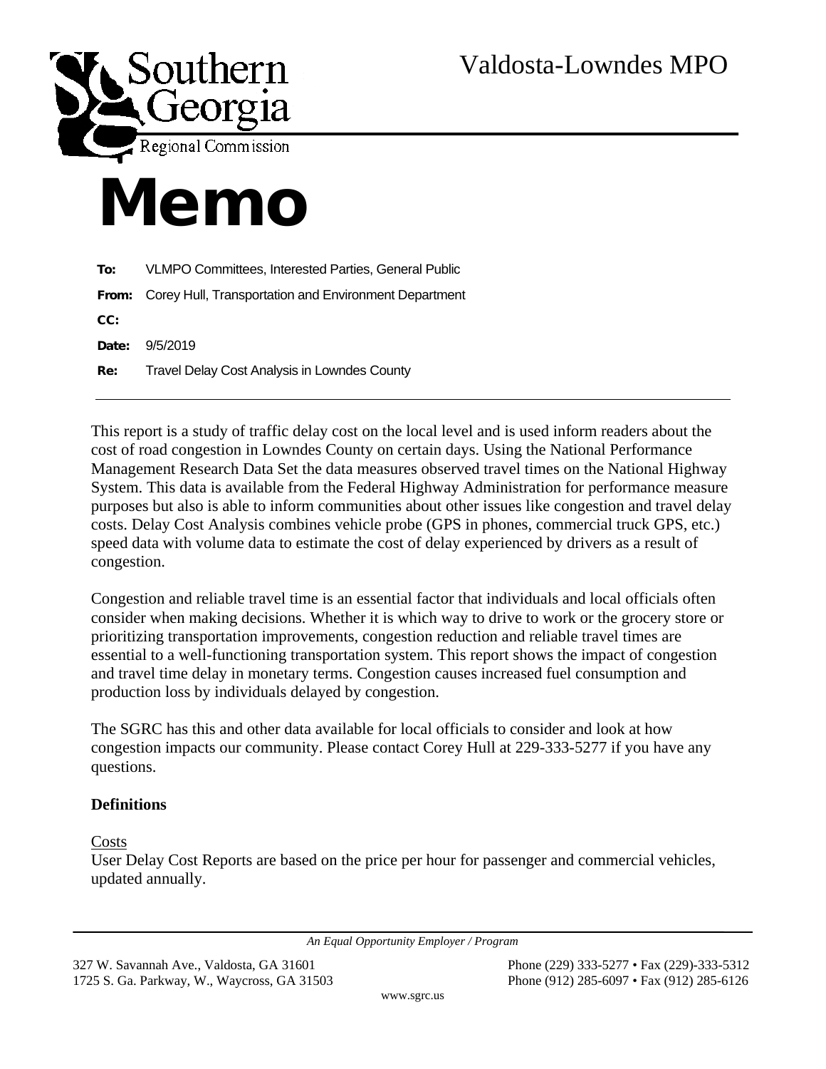Southern Georgia Regional Commission

Valdosta-Lowndes MPO

# Memo

**To:** VLMPO Committees, Interested Parties, General Public

**From:** Corey Hull, Transportation and Environment Department

**CC:**

**Date:** 9/5/2019

**Re:** Travel Delay Cost Analysis in Lowndes County

---

This report is a study of traffic delay cost on the local level and is used inform readers about the cost of road congestion in Lowndes County on certain days. Using the National Performance Management Research Data Set the data measures observed travel times on the National Highway System. This data is available from the Federal Highway Administration for performance measure purposes but also is able to inform communities about other issues like congestion and travel delay costs. Delay Cost Analysis combines vehicle probe (GPS in phones, commercial truck GPS, etc.) speed data with volume data to estimate the cost of delay experienced by drivers as a result of congestion.

Congestion and reliable travel time is an essential factor that individuals and local officials often consider when making decisions. Whether it is which way to drive to work or the grocery store or prioritizing transportation improvements, congestion reduction and reliable travel times are essential to a well-functioning transportation system. This report shows the impact of congestion and travel time delay in monetary terms. Congestion causes increased fuel consumption and production loss by individuals delayed by congestion.

The SGRC has this and other data available for local officials to consider and look at how congestion impacts our community. Please contact Corey Hull at 229-333-5277 if you have any questions.

**Definitions**

Costs
User Delay Cost Reports are based on the price per hour for passenger and commercial vehicles, updated annually.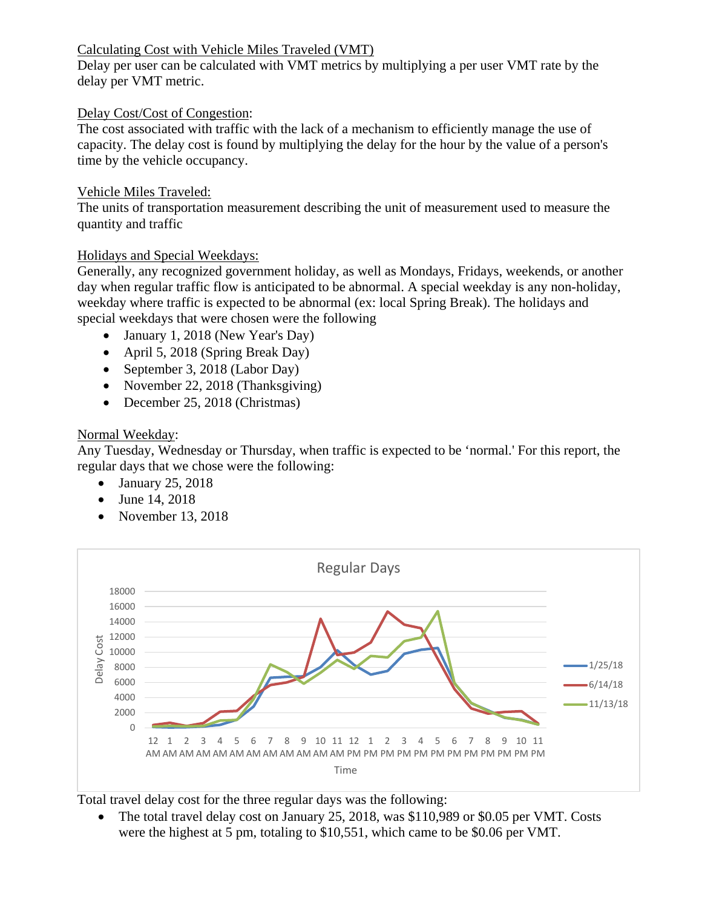<u>Calculating Cost with Vehicle Miles Traveled (VMT)</u>
Delay per user can be calculated with VMT metrics by multiplying a per user VMT rate by the delay per VMT metric.

<u>Delay Cost/Cost of Congestion</u>:
The cost associated with traffic with the lack of a mechanism to efficiently manage the use of capacity. The delay cost is found by multiplying the delay for the hour by the value of a person's time by the vehicle occupancy.

<u>Vehicle Miles Traveled:</u>
The units of transportation measurement describing the unit of measurement used to measure the quantity and traffic

<u>Holidays and Special Weekdays:</u>
Generally, any recognized government holiday, as well as Mondays, Fridays, weekends, or another day when regular traffic flow is anticipated to be abnormal. A special weekday is any non-holiday, weekday where traffic is expected to be abnormal (ex: local Spring Break). The holidays and special weekdays that were chosen were the following

- January 1, 2018 (New Year's Day)
- April 5, 2018 (Spring Break Day)
- September 3, 2018 (Labor Day)
- November 22, 2018 (Thanksgiving)
- December 25, 2018 (Christmas)

<u>Normal Weekday</u>:
Any Tuesday, Wednesday or Thursday, when traffic is expected to be 'normal.' For this report, the regular days that we chose were the following:

- January 25, 2018
- June 14, 2018
- November 13, 2018

Regular Days

Total travel delay cost for the three regular days was the following:

- The total travel delay cost on January 25, 2018, was $110,989 or $0.05 per VMT. Costs were the highest at 5 pm, totaling to $10,551, which came to be $0.06 per VMT.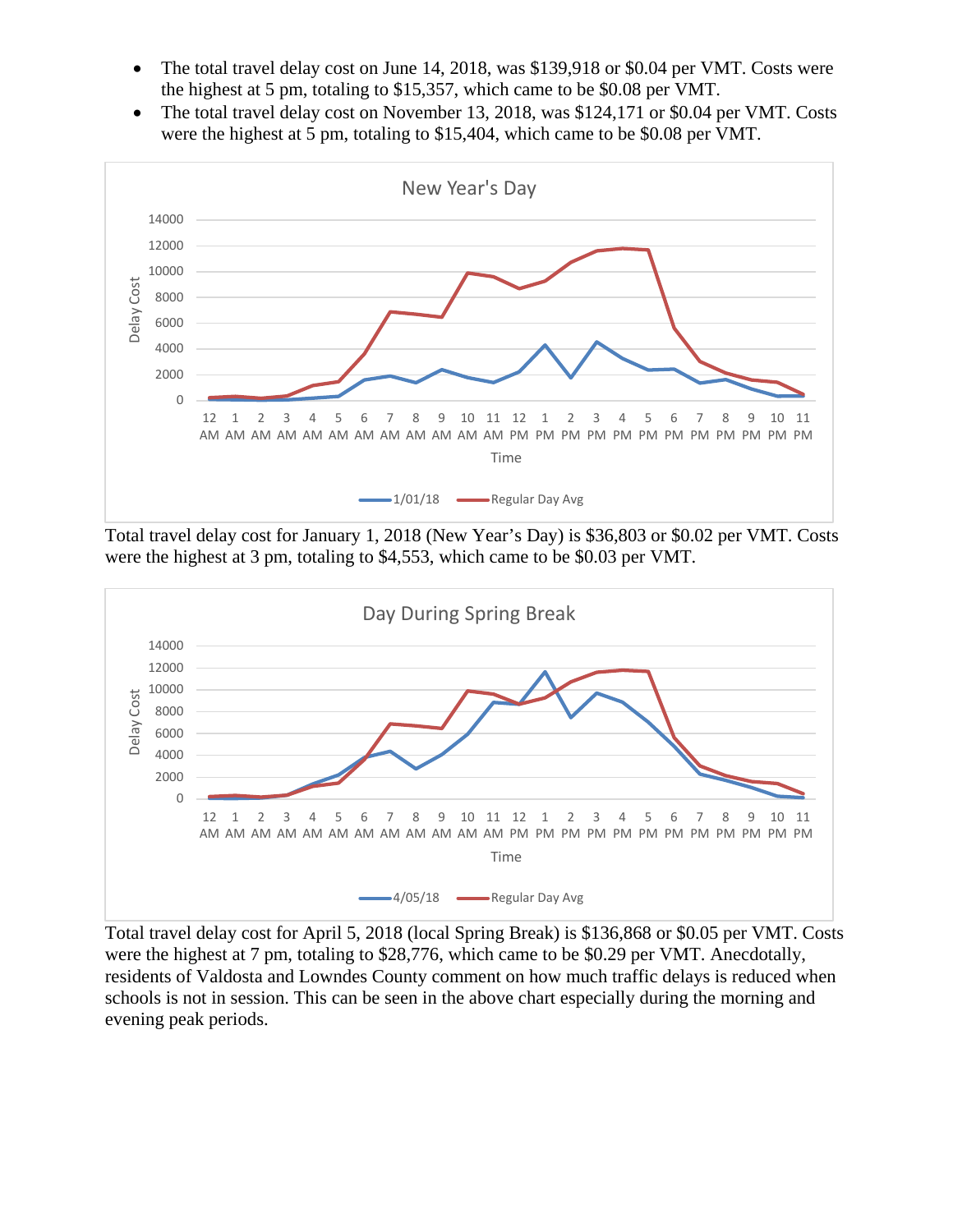- The total travel delay cost on June 14, 2018, was $139,918 or $0.04 per VMT. Costs were the highest at 5 pm, totaling to $15,357, which came to be $0.08 per VMT.
- The total travel delay cost on November 13, 2018, was $124,171 or $0.04 per VMT. Costs were the highest at 5 pm, totaling to $15,404, which came to be $0.08 per VMT.

Total travel delay cost for January 1, 2018 (New Year's Day) is $36,803 or $0.02 per VMT. Costs were the highest at 3 pm, totaling to $4,553, which came to be $0.03 per VMT.

Total travel delay cost for April 5, 2018 (local Spring Break) is $136,868 or $0.05 per VMT. Costs were the highest at 7 pm, totaling to $28,776, which came to be $0.29 per VMT. Anecdotally, residents of Valdosta and Lowndes County comment on how much traffic delays is reduced when schools is not in session. This can be seen in the above chart especially during the morning and evening peak periods.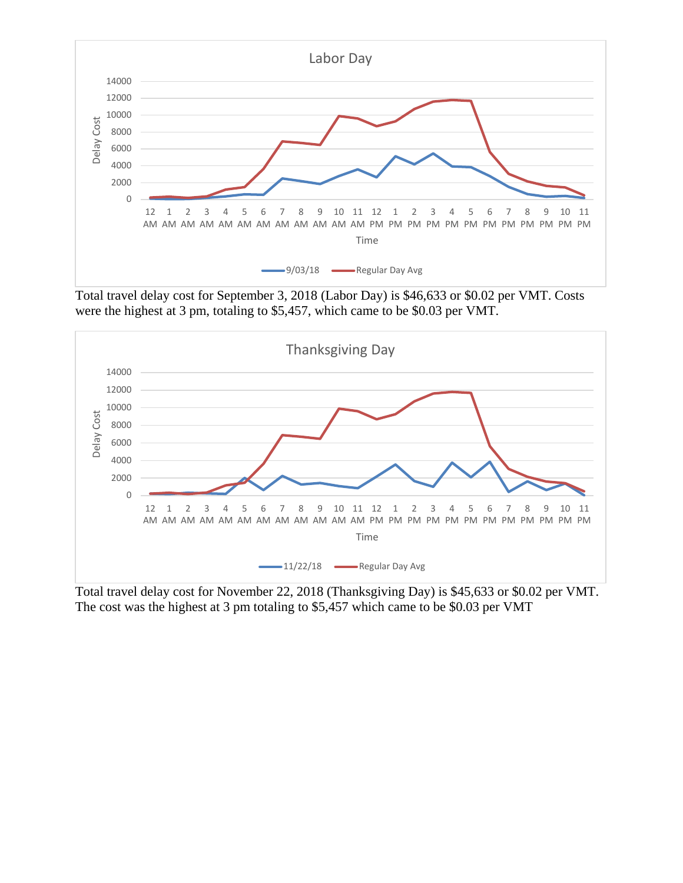Total travel delay cost for September 3, 2018 (Labor Day) is $46,633 or $0.02 per VMT. Costs were the highest at 3 pm, totaling to $5,457, which came to be $0.03 per VMT.

Total travel delay cost for November 22, 2018 (Thanksgiving Day) is $45,633 or $0.02 per VMT. The cost was the highest at 3 pm totaling to $5,457 which came to be $0.03 per VMT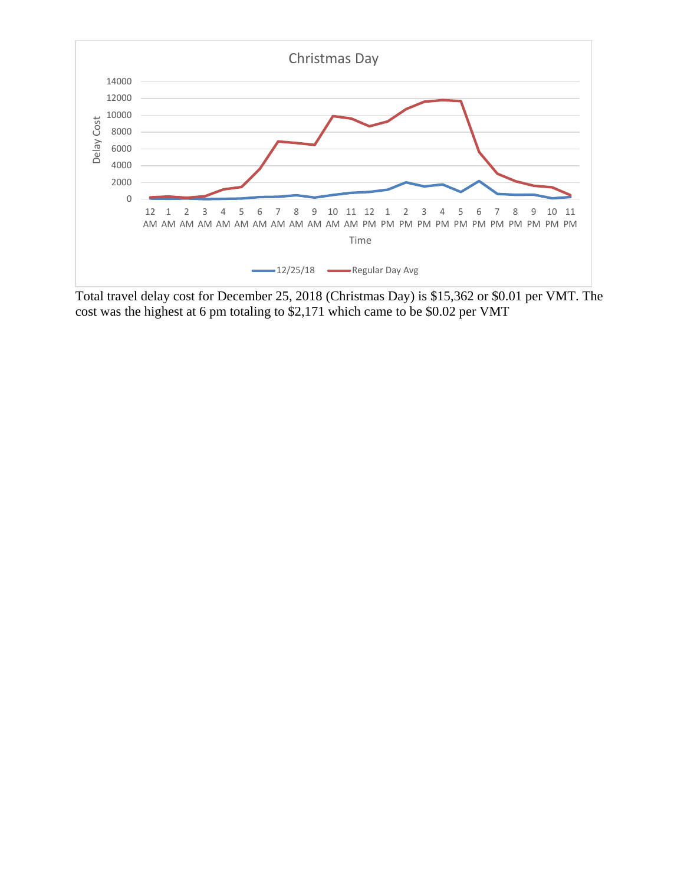Christmas Day

14000
12000
10000
8000
6000
4000
2000
0

Delay Cost

12 AM 1 AM 2 AM 3 AM 4 AM 5 AM 6 AM 7 AM 8 AM 9 AM 10 AM 11 AM 12 PM 1 PM 2 PM 3 PM 4 PM 5 PM 6 PM 7 PM 8 PM 9 PM 10 PM 11 PM

Time

12/25/18 Regular Day Avg

Total travel delay cost for December 25, 2018 (Christmas Day) is $15,362 or $0.01 per VMT. The cost was the highest at 6 pm totaling to $2,171 which came to be $0.02 per VMT